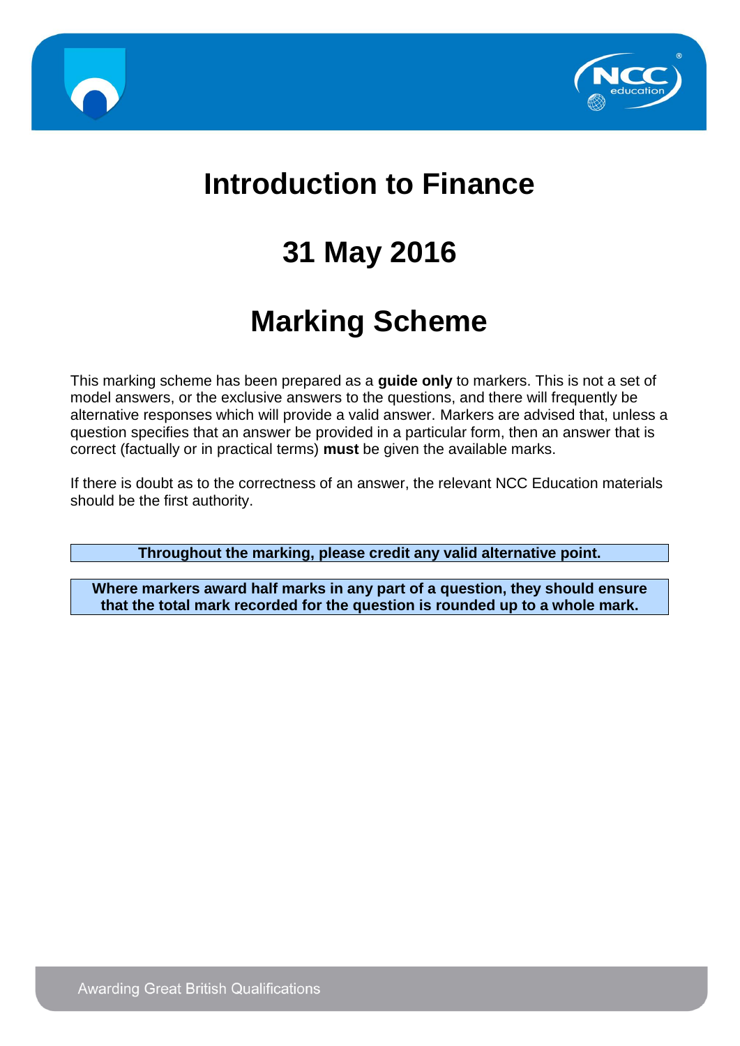# Introduction to Finance

# 31 May 2016

# Marking Scheme

This marking scheme has been prepared as a **guide only** to markers. This is not a set of model answers, or the exclusive answers to the questions, and there will frequently be alternative responses which will provide a valid answer. Markers are advised that, unless a question specifies that an answer be provided in a particular form, then an answer that is correct (factually or in practical terms) **must** be given the available marks.

If there is doubt as to the correctness of an answer, the relevant NCC Education materials should be the first authority.

**Throughout the marking, please credit any valid alternative point.**

**Where markers award half marks in any part of a question, they should ensure that the total mark recorded for the question is rounded up to a whole mark.**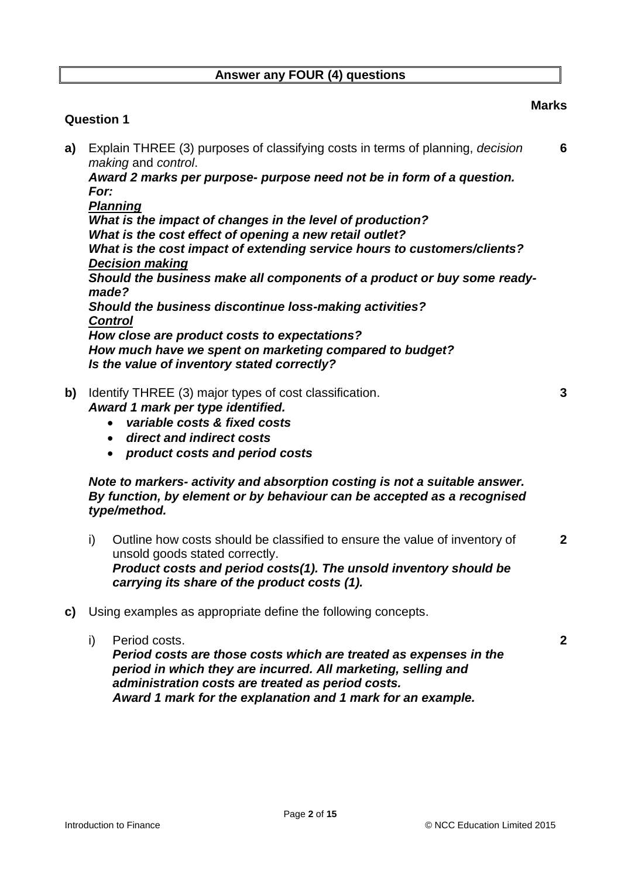**Answer any FOUR (4) questions**

**Marks**

**Question 1**

**a)** Explain THREE (3) purposes of classifying costs in terms of planning, *decision making* and *control*. **6**

***Award 2 marks per purpose- purpose need not be in form of a question.***
***For:***
***<u>Planning</u>***
***What is the impact of changes in the level of production?***
***What is the cost effect of opening a new retail outlet?***
***What is the cost impact of extending service hours to customers/clients?***
***<u>Decision making</u>***
***Should the business make all components of a product or buy some ready-made?***
***Should the business discontinue loss-making activities?***
***<u>Control</u>***
***How close are product costs to expectations?***
***How much have we spent on marketing compared to budget?***
***Is the value of inventory stated correctly?***

**b)** Identify THREE (3) major types of cost classification. **3**

***Award 1 mark per type identified.***

- ***variable costs & fixed costs***
- ***direct and indirect costs***
- ***product costs and period costs***

***Note to markers- activity and absorption costing is not a suitable answer. By function, by element or by behaviour can be accepted as a recognised type/method.***

i) Outline how costs should be classified to ensure the value of inventory of unsold goods stated correctly. **2**

***Product costs and period costs(1). The unsold inventory should be carrying its share of the product costs (1).***

**c)** Using examples as appropriate define the following concepts.

i) Period costs. **2**

***Period costs are those costs which are treated as expenses in the period in which they are incurred. All marketing, selling and administration costs are treated as period costs.***
***Award 1 mark for the explanation and 1 mark for an example.***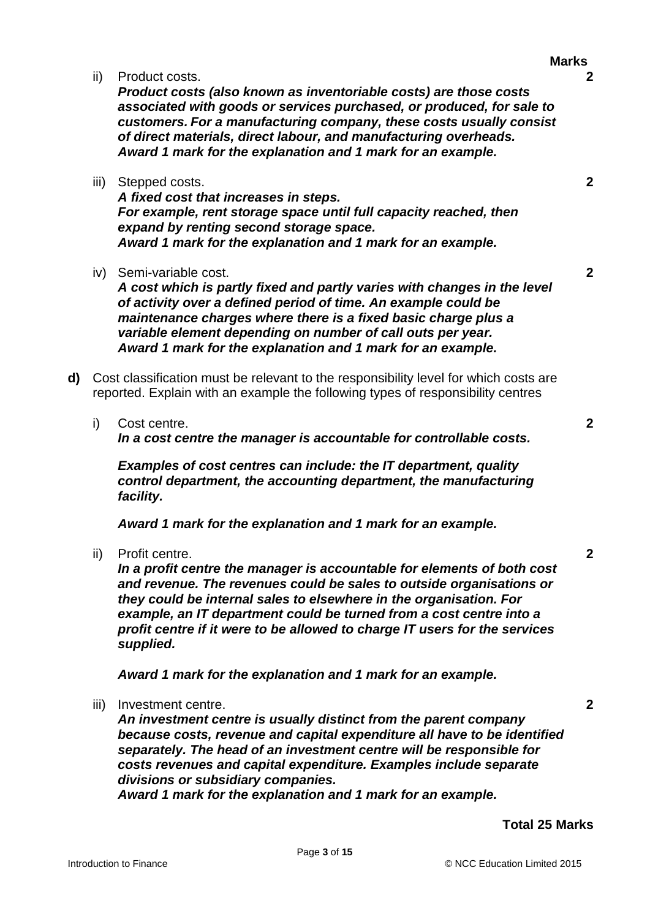**Marks**

ii) Product costs. **2**
***Product costs (also known as inventoriable costs) are those costs associated with goods or services purchased, or produced, for sale to customers. For a manufacturing company, these costs usually consist of direct materials, direct labour, and manufacturing overheads.***
***Award 1 mark for the explanation and 1 mark for an example.***

iii) Stepped costs. **2**
***A fixed cost that increases in steps.***
***For example, rent storage space until full capacity reached, then expand by renting second storage space.***
***Award 1 mark for the explanation and 1 mark for an example.***

iv) Semi-variable cost. **2**
***A cost which is partly fixed and partly varies with changes in the level of activity over a defined period of time. An example could be maintenance charges where there is a fixed basic charge plus a variable element depending on number of call outs per year.***
***Award 1 mark for the explanation and 1 mark for an example.***

**d)** Cost classification must be relevant to the responsibility level for which costs are reported. Explain with an example the following types of responsibility centres

i) Cost centre. **2**
***In a cost centre the manager is accountable for controllable costs.***

***Examples of cost centres can include: the IT department, quality control department, the accounting department, the manufacturing facility.***

***Award 1 mark for the explanation and 1 mark for an example.***

ii) Profit centre. **2**
***In a profit centre the manager is accountable for elements of both cost and revenue. The revenues could be sales to outside organisations or they could be internal sales to elsewhere in the organisation. For example, an IT department could be turned from a cost centre into a profit centre if it were to be allowed to charge IT users for the services supplied.***

***Award 1 mark for the explanation and 1 mark for an example.***

iii) Investment centre. **2**
***An investment centre is usually distinct from the parent company because costs, revenue and capital expenditure all have to be identified separately. The head of an investment centre will be responsible for costs revenues and capital expenditure. Examples include separate divisions or subsidiary companies.***
***Award 1 mark for the explanation and 1 mark for an example.***

**Total 25 Marks**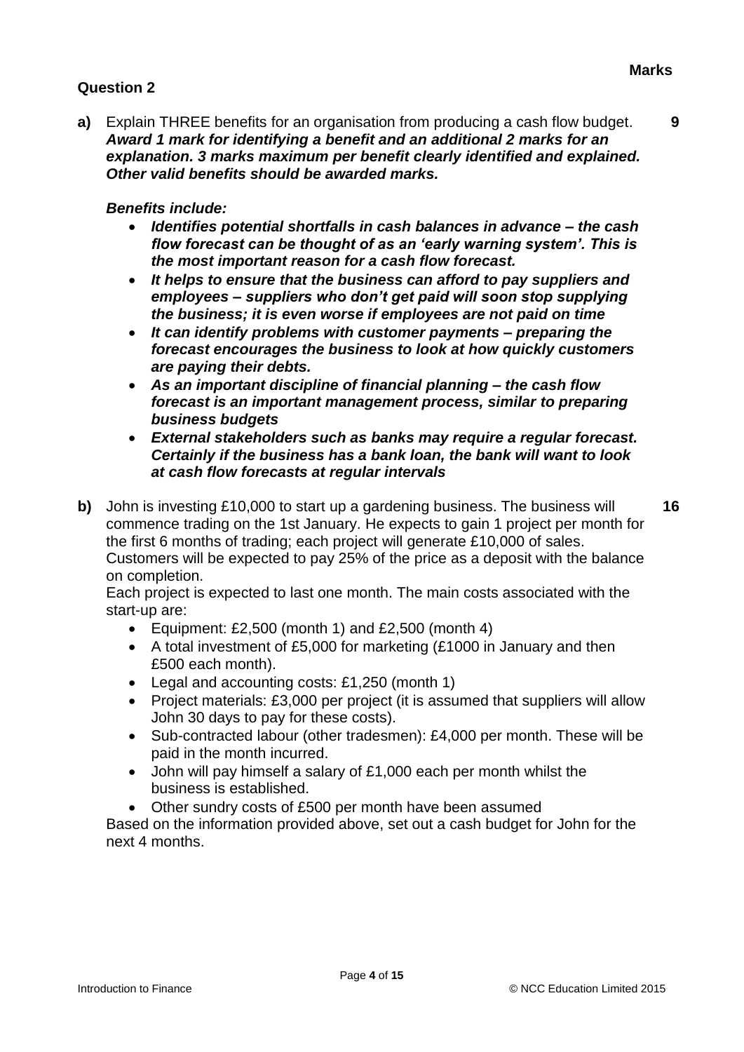**Marks**

## Question 2

**a)** Explain THREE benefits for an organisation from producing a cash flow budget. **9**
***Award 1 mark for identifying a benefit and an additional 2 marks for an explanation. 3 marks maximum per benefit clearly identified and explained. Other valid benefits should be awarded marks.***

***Benefits include:***

- ***Identifies potential shortfalls in cash balances in advance – the cash flow forecast can be thought of as an 'early warning system'. This is the most important reason for a cash flow forecast.***
- ***It helps to ensure that the business can afford to pay suppliers and employees – suppliers who don't get paid will soon stop supplying the business; it is even worse if employees are not paid on time***
- ***It can identify problems with customer payments – preparing the forecast encourages the business to look at how quickly customers are paying their debts.***
- ***As an important discipline of financial planning – the cash flow forecast is an important management process, similar to preparing business budgets***
- ***External stakeholders such as banks may require a regular forecast. Certainly if the business has a bank loan, the bank will want to look at cash flow forecasts at regular intervals***

**b)** John is investing £10,000 to start up a gardening business. The business will commence trading on the 1st January. He expects to gain 1 project per month for the first 6 months of trading; each project will generate £10,000 of sales. Customers will be expected to pay 25% of the price as a deposit with the balance on completion. **16**

Each project is expected to last one month. The main costs associated with the start-up are:

- Equipment: £2,500 (month 1) and £2,500 (month 4)
- A total investment of £5,000 for marketing (£1000 in January and then £500 each month).
- Legal and accounting costs: £1,250 (month 1)
- Project materials: £3,000 per project (it is assumed that suppliers will allow John 30 days to pay for these costs).
- Sub-contracted labour (other tradesmen): £4,000 per month. These will be paid in the month incurred.
- John will pay himself a salary of £1,000 each per month whilst the business is established.
- Other sundry costs of £500 per month have been assumed

Based on the information provided above, set out a cash budget for John for the next 4 months.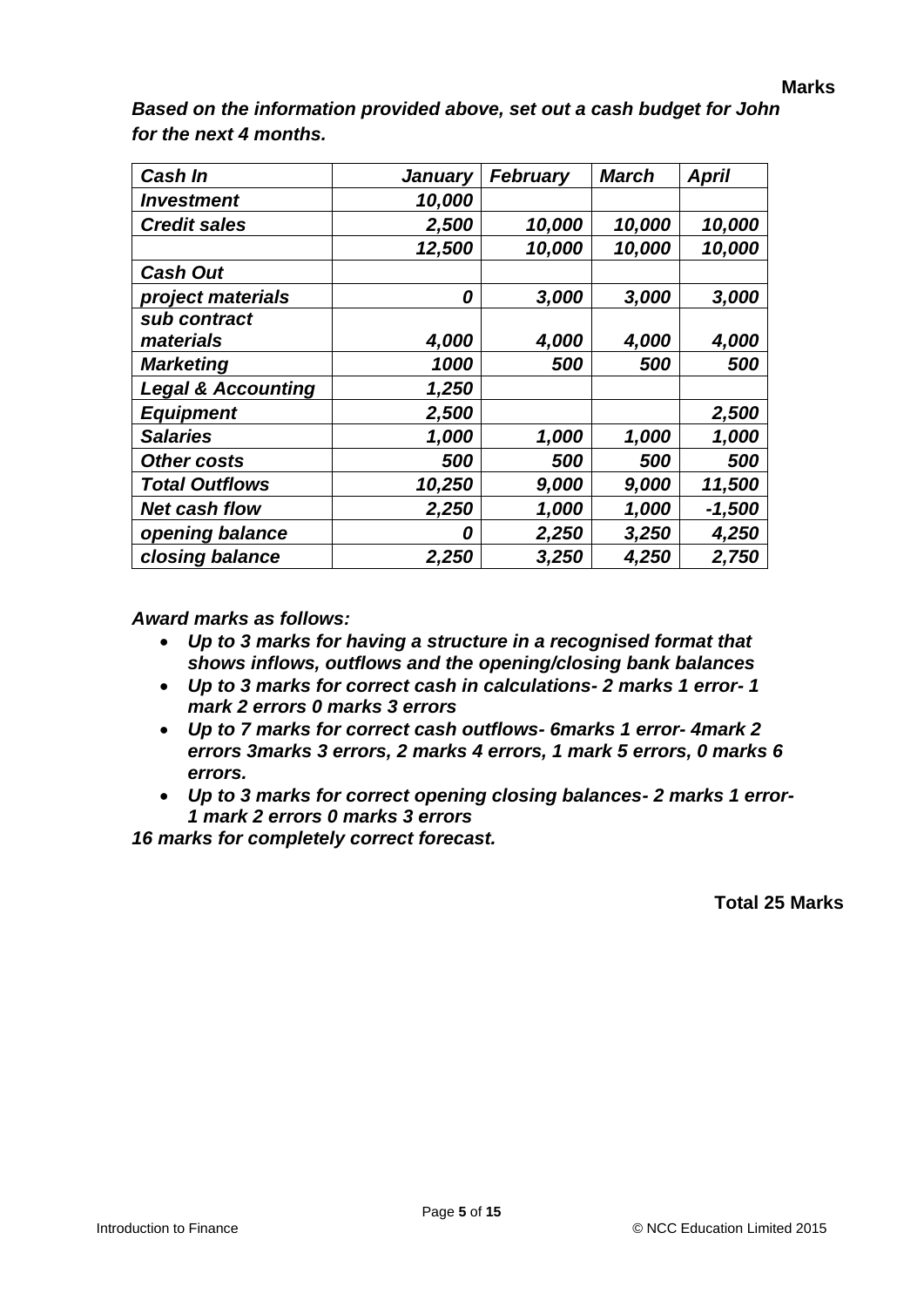**Marks**

***Based on the information provided above, set out a cash budget for John for the next 4 months.***

| ***Cash In*** | ***January*** | ***February*** | ***March*** | ***April*** |
|---|---|---|---|---|
| ***Investment*** | ***10,000*** | | | |
| ***Credit sales*** | ***2,500*** | ***10,000*** | ***10,000*** | ***10,000*** |
| | ***12,500*** | ***10,000*** | ***10,000*** | ***10,000*** |
| ***Cash Out*** | | | | |
| ***project materials*** | ***0*** | ***3,000*** | ***3,000*** | ***3,000*** |
| ***sub contract materials*** | ***4,000*** | ***4,000*** | ***4,000*** | ***4,000*** |
| ***Marketing*** | ***1000*** | ***500*** | ***500*** | ***500*** |
| ***Legal & Accounting*** | ***1,250*** | | | |
| ***Equipment*** | ***2,500*** | | | ***2,500*** |
| ***Salaries*** | ***1,000*** | ***1,000*** | ***1,000*** | ***1,000*** |
| ***Other costs*** | ***500*** | ***500*** | ***500*** | ***500*** |
| ***Total Outflows*** | ***10,250*** | ***9,000*** | ***9,000*** | ***11,500*** |
| ***Net cash flow*** | ***2,250*** | ***1,000*** | ***1,000*** | ***-1,500*** |
| ***opening balance*** | ***0*** | ***2,250*** | ***3,250*** | ***4,250*** |
| ***closing balance*** | ***2,250*** | ***3,250*** | ***4,250*** | ***2,750*** |

***Award marks as follows:***

- ***Up to 3 marks for having a structure in a recognised format that shows inflows, outflows and the opening/closing bank balances***
- ***Up to 3 marks for correct cash in calculations- 2 marks 1 error- 1 mark 2 errors 0 marks 3 errors***
- ***Up to 7 marks for correct cash outflows- 6marks 1 error- 4mark 2 errors 3marks 3 errors, 2 marks 4 errors, 1 mark 5 errors, 0 marks 6 errors.***
- ***Up to 3 marks for correct opening closing balances- 2 marks 1 error- 1 mark 2 errors 0 marks 3 errors***

***16 marks for completely correct forecast.***

**Total 25 Marks**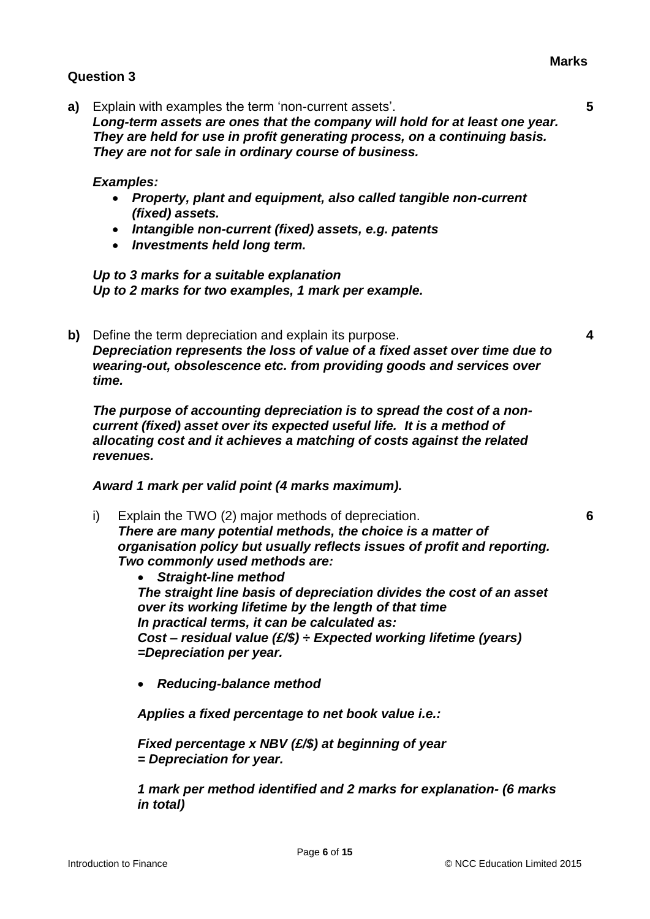**Marks**

**Question 3**

**a)** Explain with examples the term 'non-current assets'. **5**

***Long-term assets are ones that the company will hold for at least one year. They are held for use in profit generating process, on a continuing basis. They are not for sale in ordinary course of business.***

***Examples:***

- ***Property, plant and equipment, also called tangible non-current (fixed) assets.***
- ***Intangible non-current (fixed) assets, e.g. patents***
- ***Investments held long term.***

***Up to 3 marks for a suitable explanation***
***Up to 2 marks for two examples, 1 mark per example.***

**b)** Define the term depreciation and explain its purpose. **4**

***Depreciation represents the loss of value of a fixed asset over time due to wearing-out, obsolescence etc. from providing goods and services over time.***

***The purpose of accounting depreciation is to spread the cost of a non-current (fixed) asset over its expected useful life. It is a method of allocating cost and it achieves a matching of costs against the related revenues.***

***Award 1 mark per valid point (4 marks maximum).***

i) Explain the TWO (2) major methods of depreciation. **6**

***There are many potential methods, the choice is a matter of organisation policy but usually reflects issues of profit and reporting. Two commonly used methods are:***

- ***Straight-line method***

***The straight line basis of depreciation divides the cost of an asset over its working lifetime by the length of that time***
***In practical terms, it can be calculated as:***
***Cost – residual value (£/$) ÷ Expected working lifetime (years) =Depreciation per year.***

- ***Reducing-balance method***

***Applies a fixed percentage to net book value i.e.:***

***Fixed percentage x NBV (£/$) at beginning of year***
***= Depreciation for year.***

***1 mark per method identified and 2 marks for explanation- (6 marks in total)***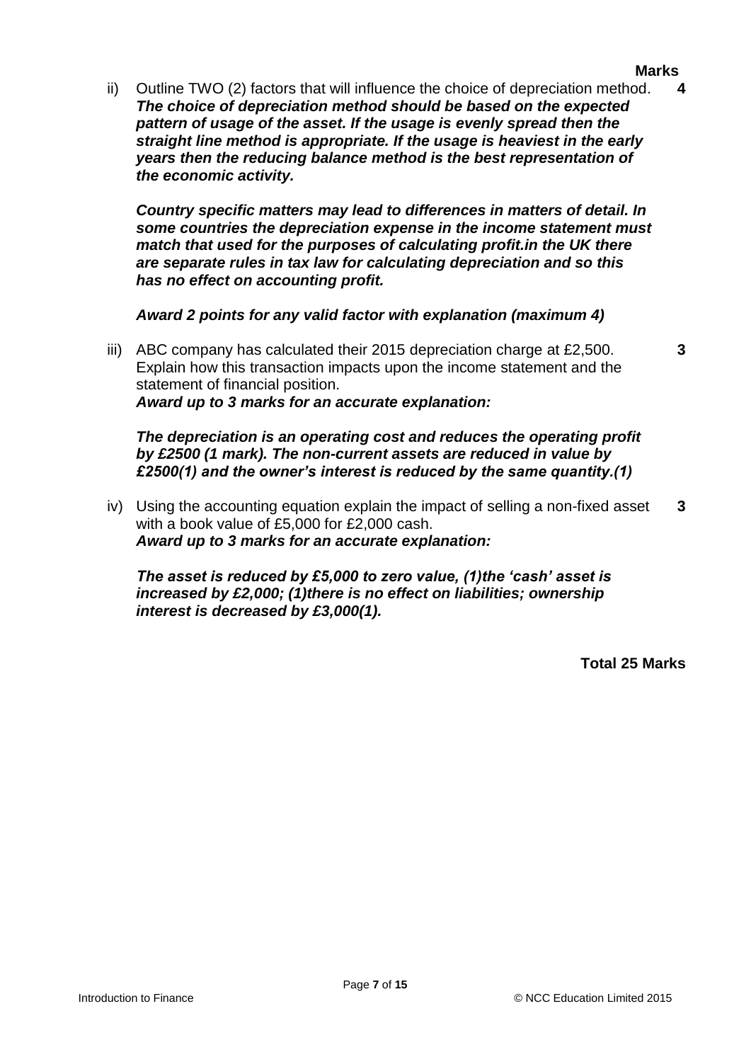**Marks**

ii) Outline TWO (2) factors that will influence the choice of depreciation method. **4**

***The choice of depreciation method should be based on the expected pattern of usage of the asset. If the usage is evenly spread then the straight line method is appropriate. If the usage is heaviest in the early years then the reducing balance method is the best representation of the economic activity.***

***Country specific matters may lead to differences in matters of detail. In some countries the depreciation expense in the income statement must match that used for the purposes of calculating profit.in the UK there are separate rules in tax law for calculating depreciation and so this has no effect on accounting profit.***

***Award 2 points for any valid factor with explanation (maximum 4)***

iii) ABC company has calculated their 2015 depreciation charge at £2,500. Explain how this transaction impacts upon the income statement and the statement of financial position. **3**

***Award up to 3 marks for an accurate explanation:***

***The depreciation is an operating cost and reduces the operating profit by £2500 (1 mark). The non-current assets are reduced in value by £2500(1) and the owner's interest is reduced by the same quantity.(1)***

iv) Using the accounting equation explain the impact of selling a non-fixed asset with a book value of £5,000 for £2,000 cash. **3**

***Award up to 3 marks for an accurate explanation:***

***The asset is reduced by £5,000 to zero value, (1)the 'cash' asset is increased by £2,000; (1)there is no effect on liabilities; ownership interest is decreased by £3,000(1).***

**Total 25 Marks**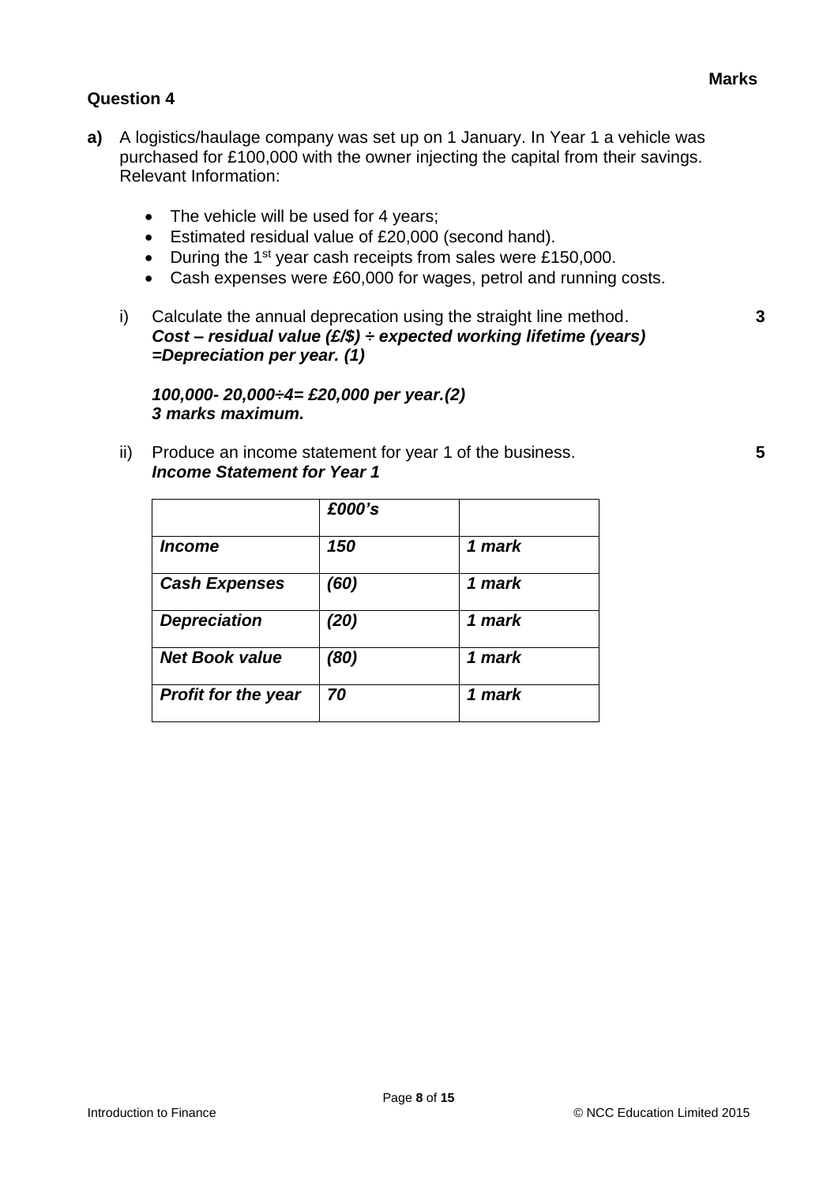**Marks**

**Question 4**

**a)** A logistics/haulage company was set up on 1 January. In Year 1 a vehicle was purchased for £100,000 with the owner injecting the capital from their savings. Relevant Information:

- The vehicle will be used for 4 years;
- Estimated residual value of £20,000 (second hand).
- During the 1st year cash receipts from sales were £150,000.
- Cash expenses were £60,000 for wages, petrol and running costs.

i) Calculate the annual deprecation using the straight line method. **3**

***Cost – residual value (£/$) ÷ expected working lifetime (years) =Depreciation per year. (1)***

***100,000- 20,000÷4= £20,000 per year.(2)***
***3 marks maximum.***

ii) Produce an income statement for year 1 of the business. **5**

***Income Statement for Year 1***

| | ***£000's*** | |
|---|---|---|
| ***Income*** | ***150*** | ***1 mark*** |
| ***Cash Expenses*** | ***(60)*** | ***1 mark*** |
| ***Depreciation*** | ***(20)*** | ***1 mark*** |
| ***Net Book value*** | ***(80)*** | ***1 mark*** |
| ***Profit for the year*** | ***70*** | ***1 mark*** |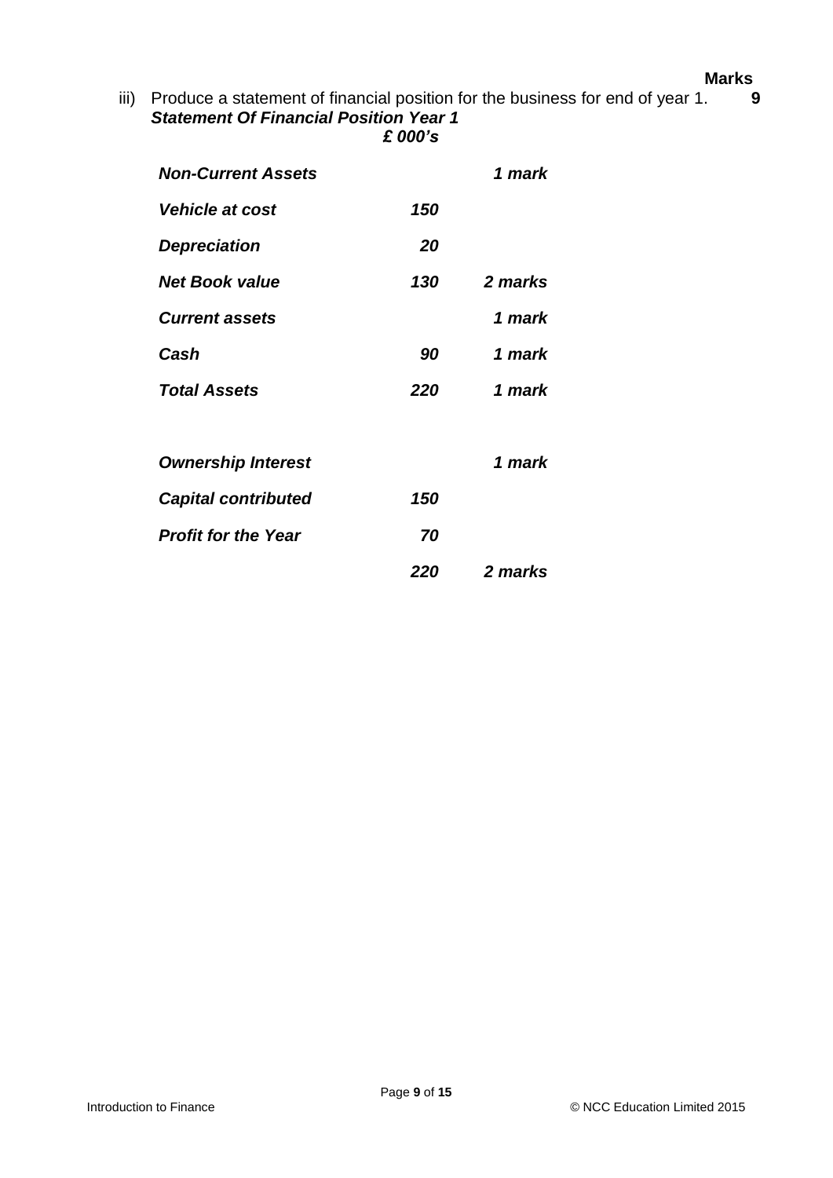**Marks**

iii) Produce a statement of financial position for the business for end of year 1. **9**

***Statement Of Financial Position Year 1***

| | ***£ 000's*** | |
|---|---|---|
| ***Non-Current Assets*** | | ***1 mark*** |
| ***Vehicle at cost*** | ***150*** | |
| ***Depreciation*** | ***20*** | |
| ***Net Book value*** | ***130*** | ***2 marks*** |
| ***Current assets*** | | ***1 mark*** |
| ***Cash*** | ***90*** | ***1 mark*** |
| ***Total Assets*** | ***220*** | ***1 mark*** |
| | | |
| ***Ownership Interest*** | | ***1 mark*** |
| ***Capital contributed*** | ***150*** | |
| ***Profit for the Year*** | ***70*** | |
| | ***220*** | ***2 marks*** |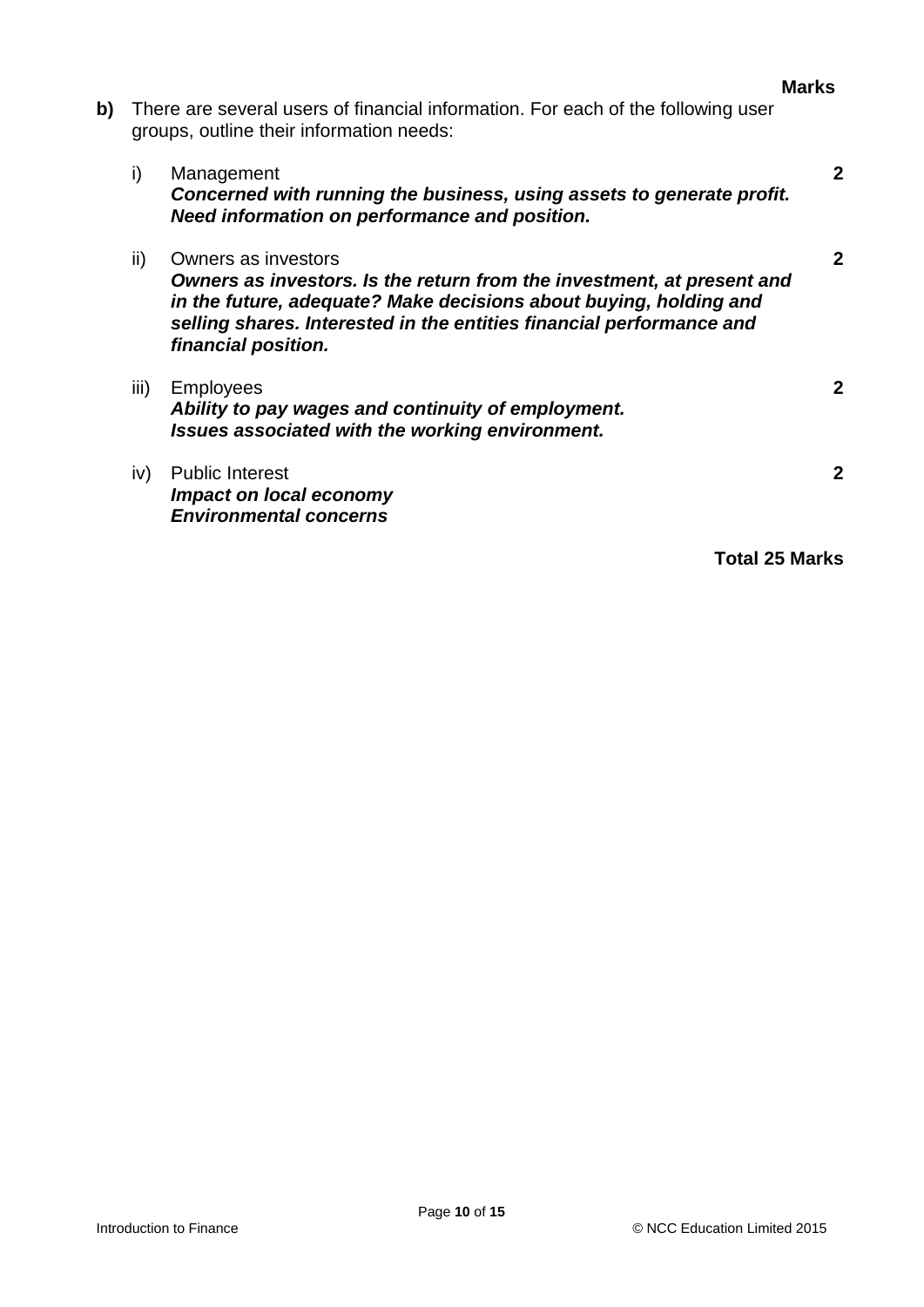**Marks**

**b)** There are several users of financial information. For each of the following user groups, outline their information needs:

i) Management **2**

***Concerned with running the business, using assets to generate profit. Need information on performance and position.***

ii) Owners as investors **2**

***Owners as investors. Is the return from the investment, at present and in the future, adequate? Make decisions about buying, holding and selling shares. Interested in the entities financial performance and financial position.***

iii) Employees **2**

***Ability to pay wages and continuity of employment.***
***Issues associated with the working environment.***

iv) Public Interest **2**

***Impact on local economy***
***Environmental concerns***

**Total 25 Marks**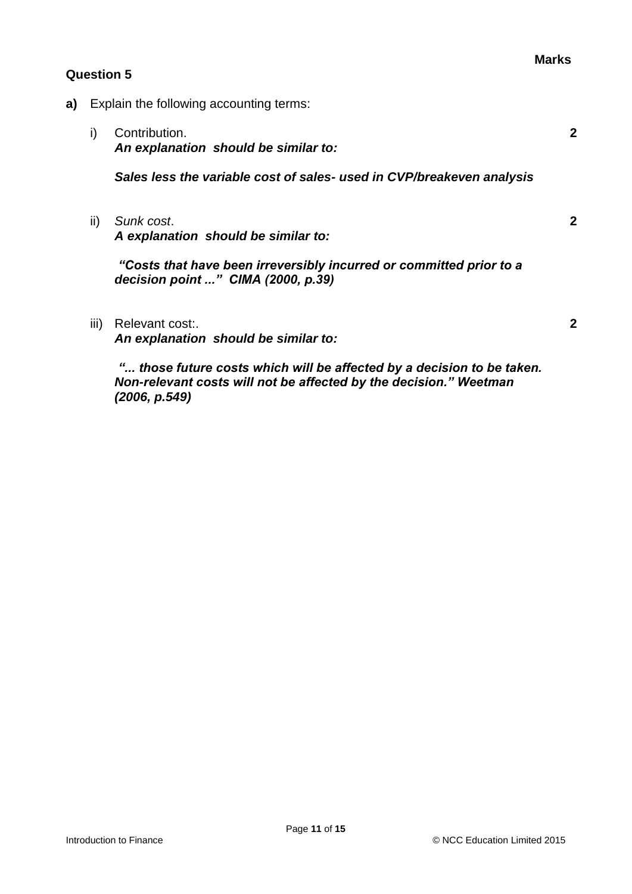**Marks**

**Question 5**

**a)** Explain the following accounting terms:

i) Contribution. **2**
***An explanation should be similar to:***

***Sales less the variable cost of sales- used in CVP/breakeven analysis***

ii) *Sunk cost*. **2**
***A explanation should be similar to:***

***"Costs that have been irreversibly incurred or committed prior to a decision point ..." CIMA (2000, p.39)***

iii) Relevant cost:. **2**
***An explanation should be similar to:***

***"... those future costs which will be affected by a decision to be taken. Non-relevant costs will not be affected by the decision." Weetman (2006, p.549)***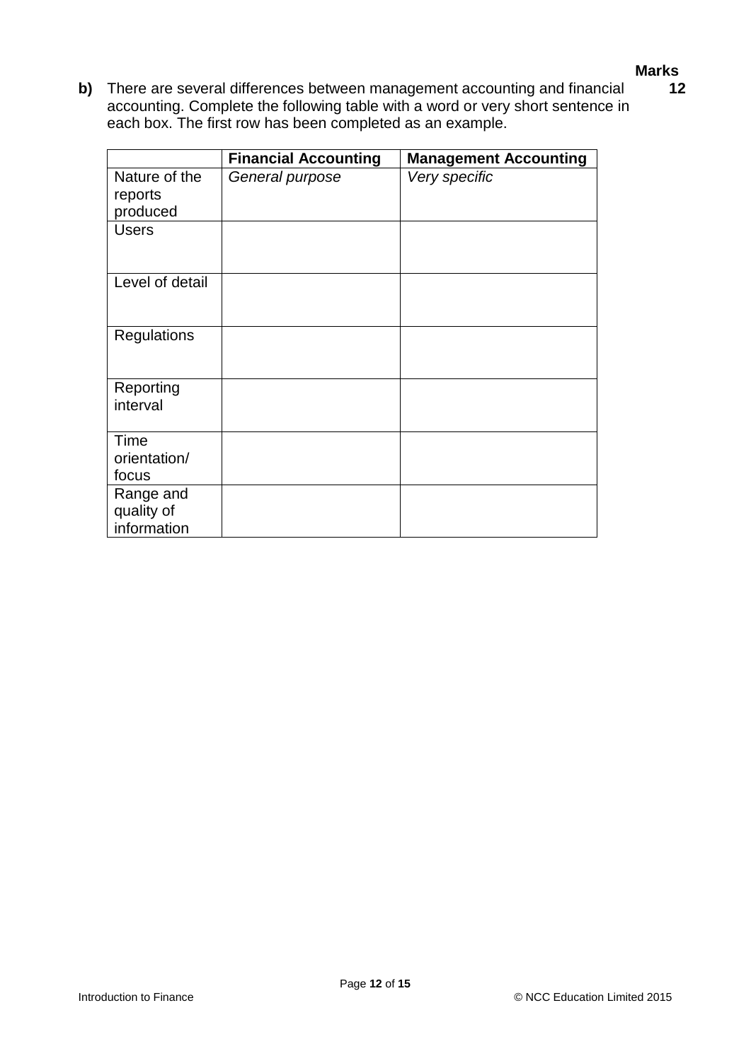**Marks**

**b)** There are several differences between management accounting and financial accounting. Complete the following table with a word or very short sentence in each box. The first row has been completed as an example. **12**

| | **Financial Accounting** | **Management Accounting** |
|---|---|---|
| Nature of the reports produced | *General purpose* | *Very specific* |
| Users | | |
| Level of detail | | |
| Regulations | | |
| Reporting interval | | |
| Time orientation/ focus | | |
| Range and quality of information | | |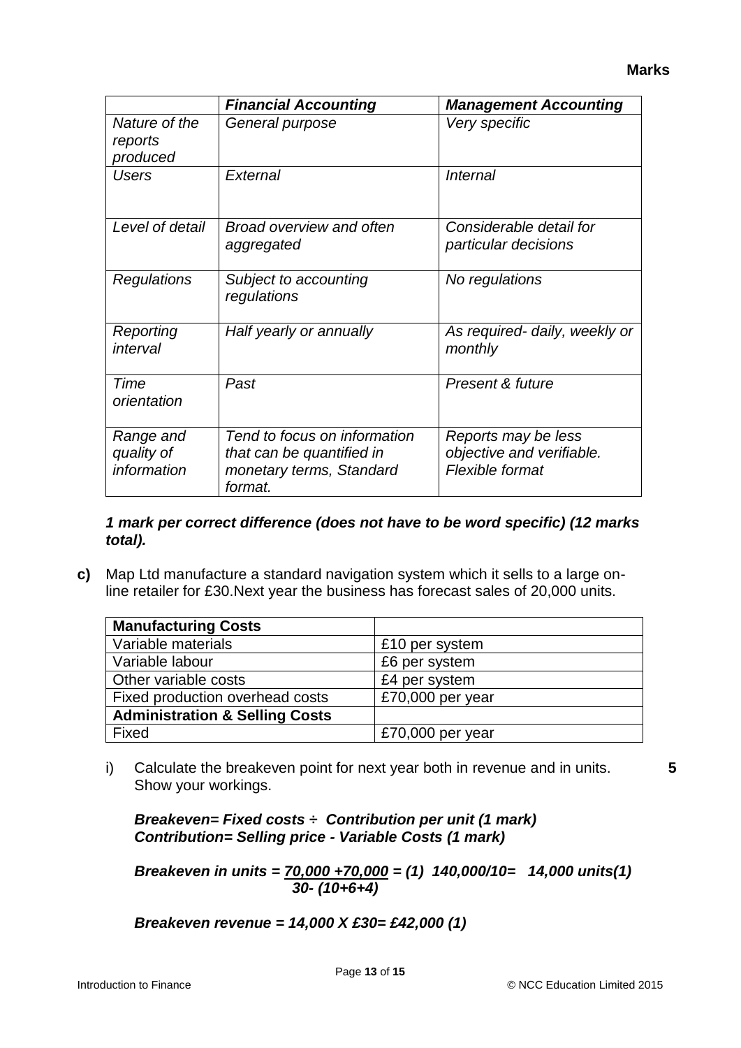**Marks**

| | *Financial Accounting* | *Management Accounting* |
|---|---|---|
| *Nature of the reports produced* | *General purpose* | *Very specific* |
| *Users* | *External* | *Internal* |
| *Level of detail* | *Broad overview and often aggregated* | *Considerable detail for particular decisions* |
| *Regulations* | *Subject to accounting regulations* | *No regulations* |
| *Reporting interval* | *Half yearly or annually* | *As required- daily, weekly or monthly* |
| *Time orientation* | *Past* | *Present & future* |
| *Range and quality of information* | *Tend to focus on information that can be quantified in monetary terms, Standard format.* | *Reports may be less objective and verifiable. Flexible format* |

***1 mark per correct difference (does not have to be word specific) (12 marks total).***

**c)** Map Ltd manufacture a standard navigation system which it sells to a large on-line retailer for £30.Next year the business has forecast sales of 20,000 units.

| **Manufacturing Costs** | |
|---|---|
| Variable materials | £10 per system |
| Variable labour | £6 per system |
| Other variable costs | £4 per system |
| Fixed production overhead costs | £70,000 per year |
| **Administration & Selling Costs** | |
| Fixed | £70,000 per year |

i) Calculate the breakeven point for next year both in revenue and in units. Show your workings. **5**

***Breakeven= Fixed costs ÷ Contribution per unit (1 mark)***
***Contribution= Selling price - Variable Costs (1 mark)***

***Breakeven in units =*** $\frac{70,000 + 70,000}{30 - (10+6+4)}$ ***= (1) 140,000/10= 14,000 units(1)***

***Breakeven revenue = 14,000 X £30= £42,000 (1)***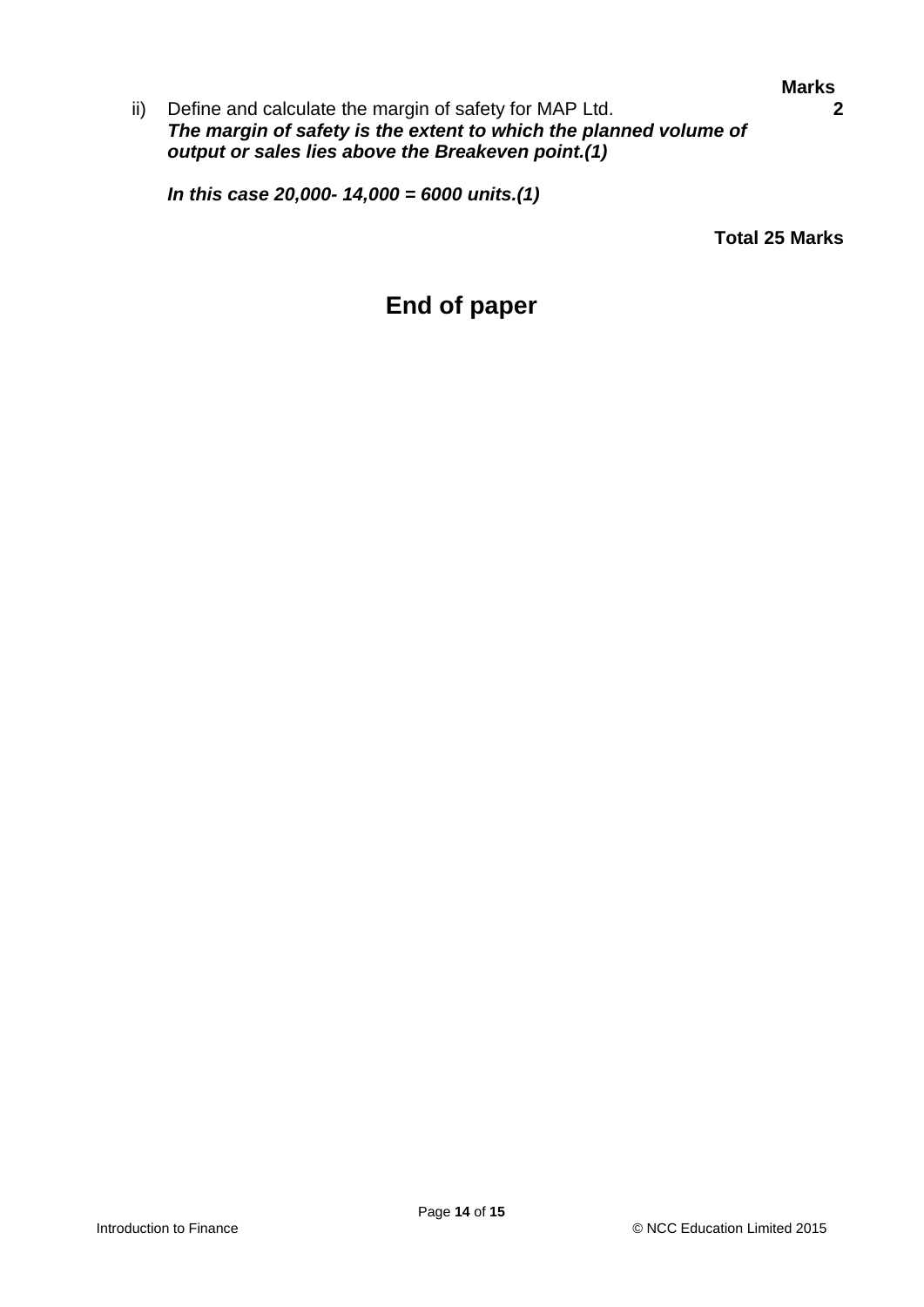**Marks**

ii) Define and calculate the margin of safety for MAP Ltd. **2**

***The margin of safety is the extent to which the planned volume of output or sales lies above the Breakeven point.(1)***

***In this case 20,000- 14,000 = 6000 units.(1)***

**Total 25 Marks**

## End of paper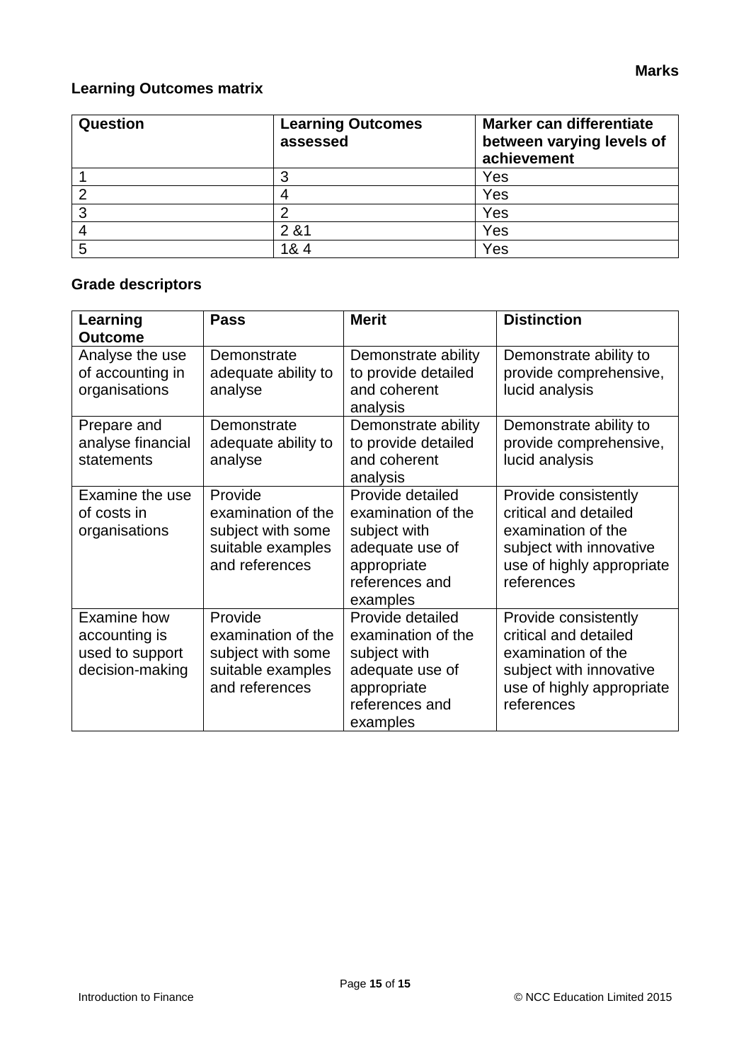**Marks**

**Learning Outcomes matrix**

| Question | Learning Outcomes assessed | Marker can differentiate between varying levels of achievement |
|---|---|---|
| 1 | 3 | Yes |
| 2 | 4 | Yes |
| 3 | 2 | Yes |
| 4 | 2 &1 | Yes |
| 5 | 1& 4 | Yes |

**Grade descriptors**

| Learning Outcome | Pass | Merit | Distinction |
|---|---|---|---|
| Analyse the use of accounting in organisations | Demonstrate adequate ability to analyse | Demonstrate ability to provide detailed and coherent analysis | Demonstrate ability to provide comprehensive, lucid analysis |
| Prepare and analyse financial statements | Demonstrate adequate ability to analyse | Demonstrate ability to provide detailed and coherent analysis | Demonstrate ability to provide comprehensive, lucid analysis |
| Examine the use of costs in organisations | Provide examination of the subject with some suitable examples and references | Provide detailed examination of the subject with adequate use of appropriate references and examples | Provide consistently critical and detailed examination of the subject with innovative use of highly appropriate references |
| Examine how accounting is used to support decision-making | Provide examination of the subject with some suitable examples and references | Provide detailed examination of the subject with adequate use of appropriate references and examples | Provide consistently critical and detailed examination of the subject with innovative use of highly appropriate references |